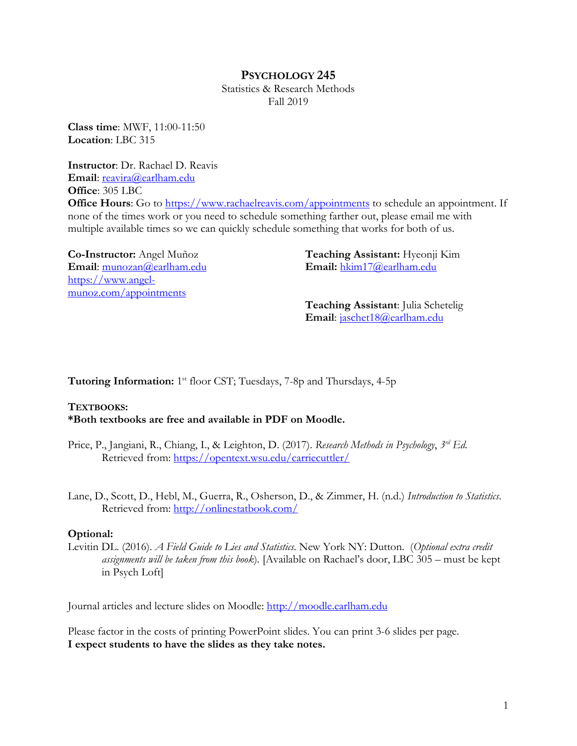# PSYCHOLOGY 245

Statistics & Research Methods
Fall 2019

**Class time**: MWF, 11:00-11:50
**Location**: LBC 315

**Instructor**: Dr. Rachael D. Reavis
**Email**: reavira@earlham.edu
**Office**: 305 LBC
**Office Hours**: Go to https://www.rachaelreavis.com/appointments to schedule an appointment. If none of the times work or you need to schedule something farther out, please email me with multiple available times so we can quickly schedule something that works for both of us.

**Co-Instructor:** Angel Muñoz
**Email**: munozan@earlham.edu
https://www.angel-munoz.com/appointments

**Teaching Assistant:** Hyeonji Kim
**Email:** hkim17@earlham.edu

**Teaching Assistant**: Julia Schetelig
**Email**: jaschet18@earlham.edu

**Tutoring Information:** 1st floor CST; Tuesdays, 7-8p and Thursdays, 4-5p

## TEXTBOOKS:

**\*Both textbooks are free and available in PDF on Moodle.**

Price, P., Jangiani, R., Chiang, I., & Leighton, D. (2017). *Research Methods in Psychology*, *3rd Ed.* Retrieved from: https://opentext.wsu.edu/carriecuttler/

Lane, D., Scott, D., Hebl, M., Guerra, R., Osherson, D., & Zimmer, H. (n.d.) *Introduction to Statistics*. Retrieved from: http://onlinestatbook.com/

**Optional:**

Levitin DL. (2016). *A Field Guide to Lies and Statistics*. New York NY: Dutton. (*Optional extra credit assignments will be taken from this book*). [Available on Rachael's door, LBC 305 – must be kept in Psych Loft]

Journal articles and lecture slides on Moodle: http://moodle.earlham.edu

Please factor in the costs of printing PowerPoint slides. You can print 3-6 slides per page.
**I expect students to have the slides as they take notes.**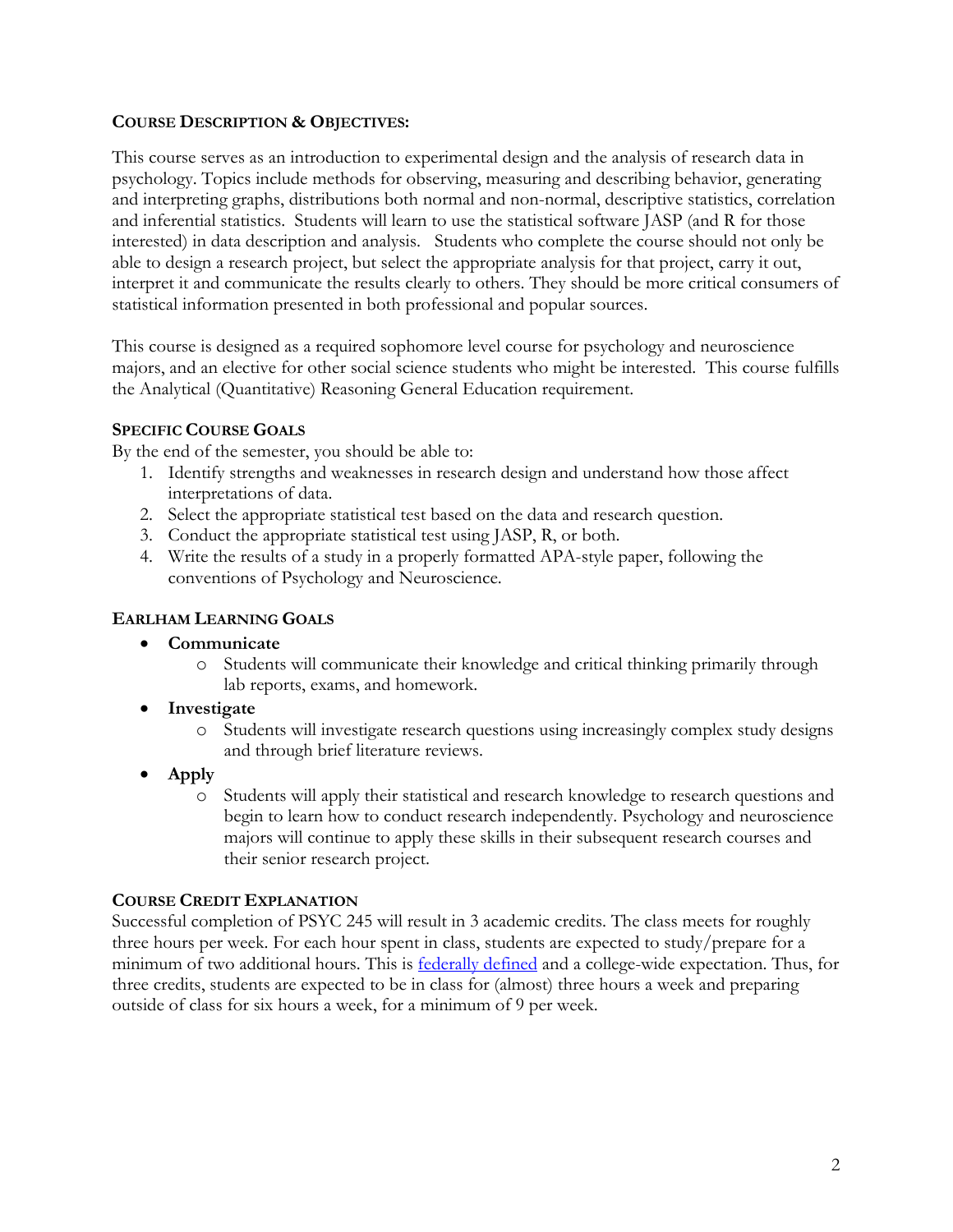## Course Description & Objectives:

This course serves as an introduction to experimental design and the analysis of research data in psychology. Topics include methods for observing, measuring and describing behavior, generating and interpreting graphs, distributions both normal and non-normal, descriptive statistics, correlation and inferential statistics. Students will learn to use the statistical software JASP (and R for those interested) in data description and analysis. Students who complete the course should not only be able to design a research project, but select the appropriate analysis for that project, carry it out, interpret it and communicate the results clearly to others. They should be more critical consumers of statistical information presented in both professional and popular sources.

This course is designed as a required sophomore level course for psychology and neuroscience majors, and an elective for other social science students who might be interested. This course fulfills the Analytical (Quantitative) Reasoning General Education requirement.

### Specific Course Goals

By the end of the semester, you should be able to:

1. Identify strengths and weaknesses in research design and understand how those affect interpretations of data.
2. Select the appropriate statistical test based on the data and research question.
3. Conduct the appropriate statistical test using JASP, R, or both.
4. Write the results of a study in a properly formatted APA-style paper, following the conventions of Psychology and Neuroscience.

### Earlham Learning Goals

- **Communicate**
  - Students will communicate their knowledge and critical thinking primarily through lab reports, exams, and homework.
- **Investigate**
  - Students will investigate research questions using increasingly complex study designs and through brief literature reviews.
- **Apply**
  - Students will apply their statistical and research knowledge to research questions and begin to learn how to conduct research independently. Psychology and neuroscience majors will continue to apply these skills in their subsequent research courses and their senior research project.

### Course Credit Explanation

Successful completion of PSYC 245 will result in 3 academic credits. The class meets for roughly three hours per week. For each hour spent in class, students are expected to study/prepare for a minimum of two additional hours. This is federally defined and a college-wide expectation. Thus, for three credits, students are expected to be in class for (almost) three hours a week and preparing outside of class for six hours a week, for a minimum of 9 per week.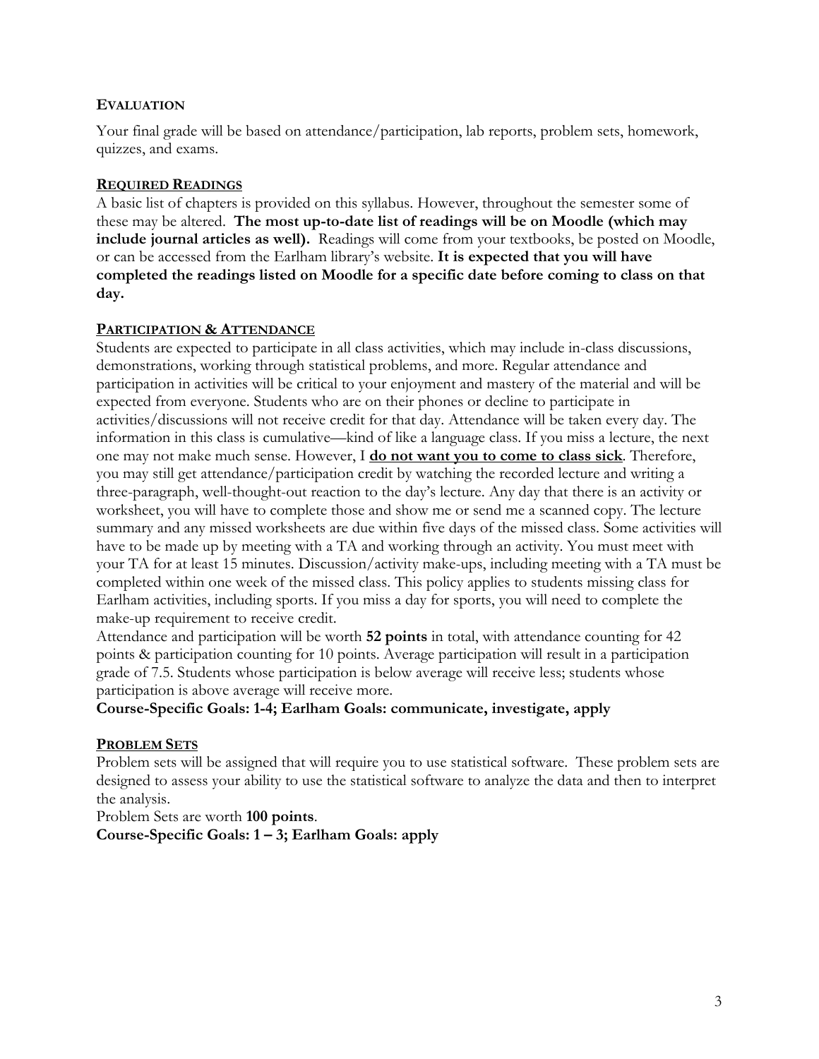### Evaluation

Your final grade will be based on attendance/participation, lab reports, problem sets, homework, quizzes, and exams.

### Required Readings

A basic list of chapters is provided on this syllabus. However, throughout the semester some of these may be altered. **The most up-to-date list of readings will be on Moodle (which may include journal articles as well).** Readings will come from your textbooks, be posted on Moodle, or can be accessed from the Earlham library's website. **It is expected that you will have completed the readings listed on Moodle for a specific date before coming to class on that day.**

### Participation & Attendance

Students are expected to participate in all class activities, which may include in-class discussions, demonstrations, working through statistical problems, and more. Regular attendance and participation in activities will be critical to your enjoyment and mastery of the material and will be expected from everyone. Students who are on their phones or decline to participate in activities/discussions will not receive credit for that day. Attendance will be taken every day. The information in this class is cumulative—kind of like a language class. If you miss a lecture, the next one may not make much sense. However, I **do not want you to come to class sick**. Therefore, you may still get attendance/participation credit by watching the recorded lecture and writing a three-paragraph, well-thought-out reaction to the day's lecture. Any day that there is an activity or worksheet, you will have to complete those and show me or send me a scanned copy. The lecture summary and any missed worksheets are due within five days of the missed class. Some activities will have to be made up by meeting with a TA and working through an activity. You must meet with your TA for at least 15 minutes. Discussion/activity make-ups, including meeting with a TA must be completed within one week of the missed class. This policy applies to students missing class for Earlham activities, including sports. If you miss a day for sports, you will need to complete the make-up requirement to receive credit.

Attendance and participation will be worth **52 points** in total, with attendance counting for 42 points & participation counting for 10 points. Average participation will result in a participation grade of 7.5. Students whose participation is below average will receive less; students whose participation is above average will receive more.

**Course-Specific Goals: 1-4; Earlham Goals: communicate, investigate, apply**

### Problem Sets

Problem sets will be assigned that will require you to use statistical software. These problem sets are designed to assess your ability to use the statistical software to analyze the data and then to interpret the analysis.

Problem Sets are worth **100 points**.

**Course-Specific Goals: 1 – 3; Earlham Goals: apply**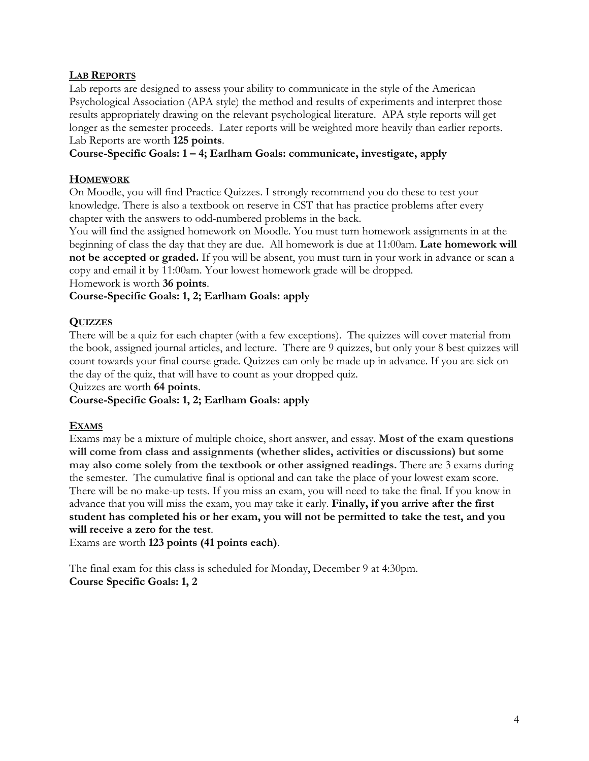## LAB REPORTS

Lab reports are designed to assess your ability to communicate in the style of the American Psychological Association (APA style) the method and results of experiments and interpret those results appropriately drawing on the relevant psychological literature. APA style reports will get longer as the semester proceeds. Later reports will be weighted more heavily than earlier reports. Lab Reports are worth **125 points**.

**Course-Specific Goals: 1 – 4; Earlham Goals: communicate, investigate, apply**

## HOMEWORK

On Moodle, you will find Practice Quizzes. I strongly recommend you do these to test your knowledge. There is also a textbook on reserve in CST that has practice problems after every chapter with the answers to odd-numbered problems in the back.

You will find the assigned homework on Moodle. You must turn homework assignments in at the beginning of class the day that they are due. All homework is due at 11:00am. **Late homework will not be accepted or graded.** If you will be absent, you must turn in your work in advance or scan a copy and email it by 11:00am. Your lowest homework grade will be dropped.

Homework is worth **36 points**.

**Course-Specific Goals: 1, 2; Earlham Goals: apply**

## QUIZZES

There will be a quiz for each chapter (with a few exceptions). The quizzes will cover material from the book, assigned journal articles, and lecture. There are 9 quizzes, but only your 8 best quizzes will count towards your final course grade. Quizzes can only be made up in advance. If you are sick on the day of the quiz, that will have to count as your dropped quiz.

Quizzes are worth **64 points**.

**Course-Specific Goals: 1, 2; Earlham Goals: apply**

## EXAMS

Exams may be a mixture of multiple choice, short answer, and essay. **Most of the exam questions will come from class and assignments (whether slides, activities or discussions) but some may also come solely from the textbook or other assigned readings.** There are 3 exams during the semester. The cumulative final is optional and can take the place of your lowest exam score. There will be no make-up tests. If you miss an exam, you will need to take the final. If you know in advance that you will miss the exam, you may take it early. **Finally, if you arrive after the first student has completed his or her exam, you will not be permitted to take the test, and you will receive a zero for the test**.

Exams are worth **123 points (41 points each)**.

The final exam for this class is scheduled for Monday, December 9 at 4:30pm.

**Course Specific Goals: 1, 2**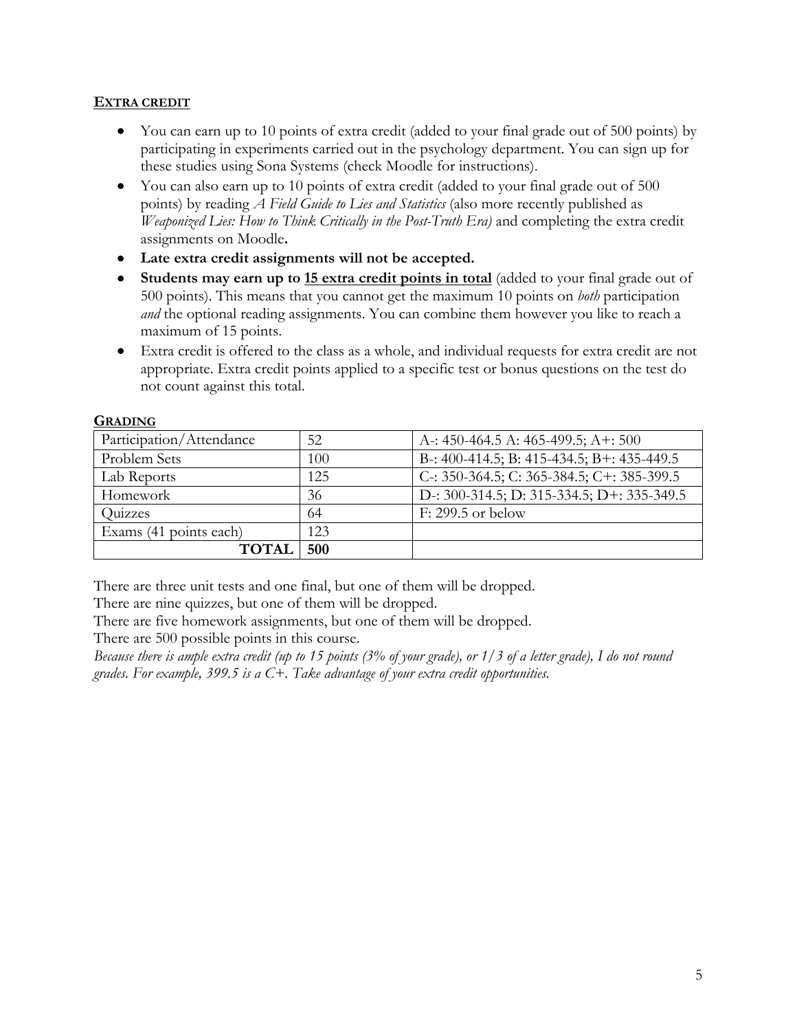## EXTRA CREDIT

- You can earn up to 10 points of extra credit (added to your final grade out of 500 points) by participating in experiments carried out in the psychology department. You can sign up for these studies using Sona Systems (check Moodle for instructions).
- You can also earn up to 10 points of extra credit (added to your final grade out of 500 points) by reading *A Field Guide to Lies and Statistics* (also more recently published as *Weaponized Lies: How to Think Critically in the Post-Truth Era)* and completing the extra credit assignments on Moodle**.**
- **Late extra credit assignments will not be accepted.**
- **Students may earn up to 15 extra credit points in total** (added to your final grade out of 500 points). This means that you cannot get the maximum 10 points on *both* participation *and* the optional reading assignments. You can combine them however you like to reach a maximum of 15 points.
- Extra credit is offered to the class as a whole, and individual requests for extra credit are not appropriate. Extra credit points applied to a specific test or bonus questions on the test do not count against this total.

## GRADING

| | | |
|---|---|---|
| Participation/Attendance | 52 | A-: 450-464.5 A: 465-499.5; A+: 500 |
| Problem Sets | 100 | B-: 400-414.5; B: 415-434.5; B+: 435-449.5 |
| Lab Reports | 125 | C-: 350-364.5; C: 365-384.5; C+: 385-399.5 |
| Homework | 36 | D-: 300-314.5; D: 315-334.5; D+: 335-349.5 |
| Quizzes | 64 | F: 299.5 or below |
| Exams (41 points each) | 123 | |
| **TOTAL** | **500** | |

There are three unit tests and one final, but one of them will be dropped.
There are nine quizzes, but one of them will be dropped.
There are five homework assignments, but one of them will be dropped.
There are 500 possible points in this course.
*Because there is ample extra credit (up to 15 points (3% of your grade), or 1/3 of a letter grade), I do not round grades. For example, 399.5 is a C+. Take advantage of your extra credit opportunities.*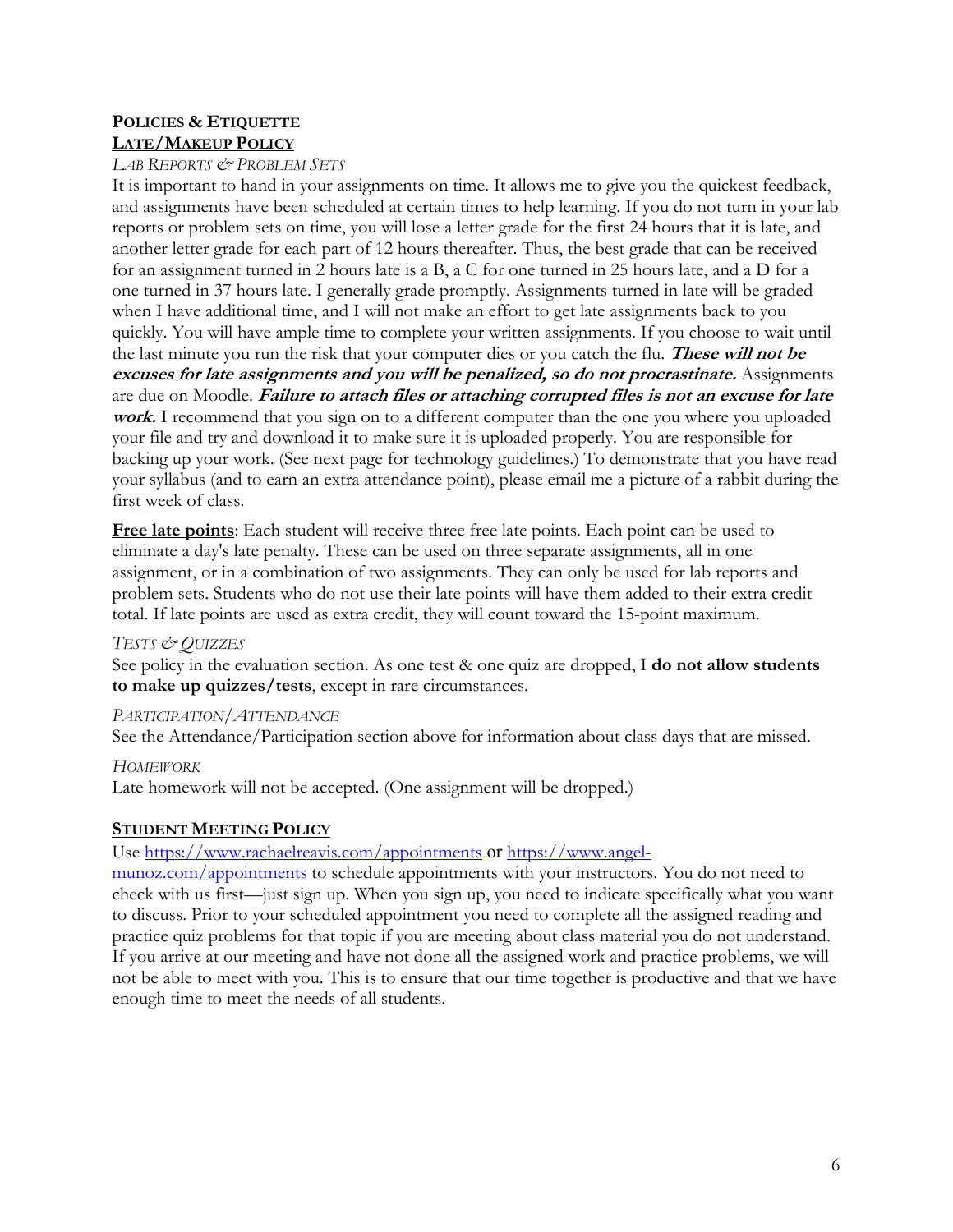## Policies & Etiquette

### Late/Makeup Policy

*Lab Reports & Problem Sets*

It is important to hand in your assignments on time. It allows me to give you the quickest feedback, and assignments have been scheduled at certain times to help learning. If you do not turn in your lab reports or problem sets on time, you will lose a letter grade for the first 24 hours that it is late, and another letter grade for each part of 12 hours thereafter. Thus, the best grade that can be received for an assignment turned in 2 hours late is a B, a C for one turned in 25 hours late, and a D for a one turned in 37 hours late. I generally grade promptly. Assignments turned in late will be graded when I have additional time, and I will not make an effort to get late assignments back to you quickly. You will have ample time to complete your written assignments. If you choose to wait until the last minute you run the risk that your computer dies or you catch the flu. ***These will not be excuses for late assignments and you will be penalized, so do not procrastinate.*** Assignments are due on Moodle. ***Failure to attach files or attaching corrupted files is not an excuse for late work.*** I recommend that you sign on to a different computer than the one you where you uploaded your file and try and download it to make sure it is uploaded properly. You are responsible for backing up your work. (See next page for technology guidelines.) To demonstrate that you have read your syllabus (and to earn an extra attendance point), please email me a picture of a rabbit during the first week of class.

**Free late points**: Each student will receive three free late points. Each point can be used to eliminate a day's late penalty. These can be used on three separate assignments, all in one assignment, or in a combination of two assignments. They can only be used for lab reports and problem sets. Students who do not use their late points will have them added to their extra credit total. If late points are used as extra credit, they will count toward the 15-point maximum.

*Tests & Quizzes*

See policy in the evaluation section. As one test & one quiz are dropped, I **do not allow students to make up quizzes/tests**, except in rare circumstances.

*Participation/Attendance*

See the Attendance/Participation section above for information about class days that are missed.

*Homework*

Late homework will not be accepted. (One assignment will be dropped.)

### Student Meeting Policy

Use [https://www.rachaelreavis.com/appointments](https://www.rachaelreavis.com/appointments) or [https://www.angel-munoz.com/appointments](https://www.angel-munoz.com/appointments) to schedule appointments with your instructors. You do not need to check with us first—just sign up. When you sign up, you need to indicate specifically what you want to discuss. Prior to your scheduled appointment you need to complete all the assigned reading and practice quiz problems for that topic if you are meeting about class material you do not understand. If you arrive at our meeting and have not done all the assigned work and practice problems, we will not be able to meet with you. This is to ensure that our time together is productive and that we have enough time to meet the needs of all students.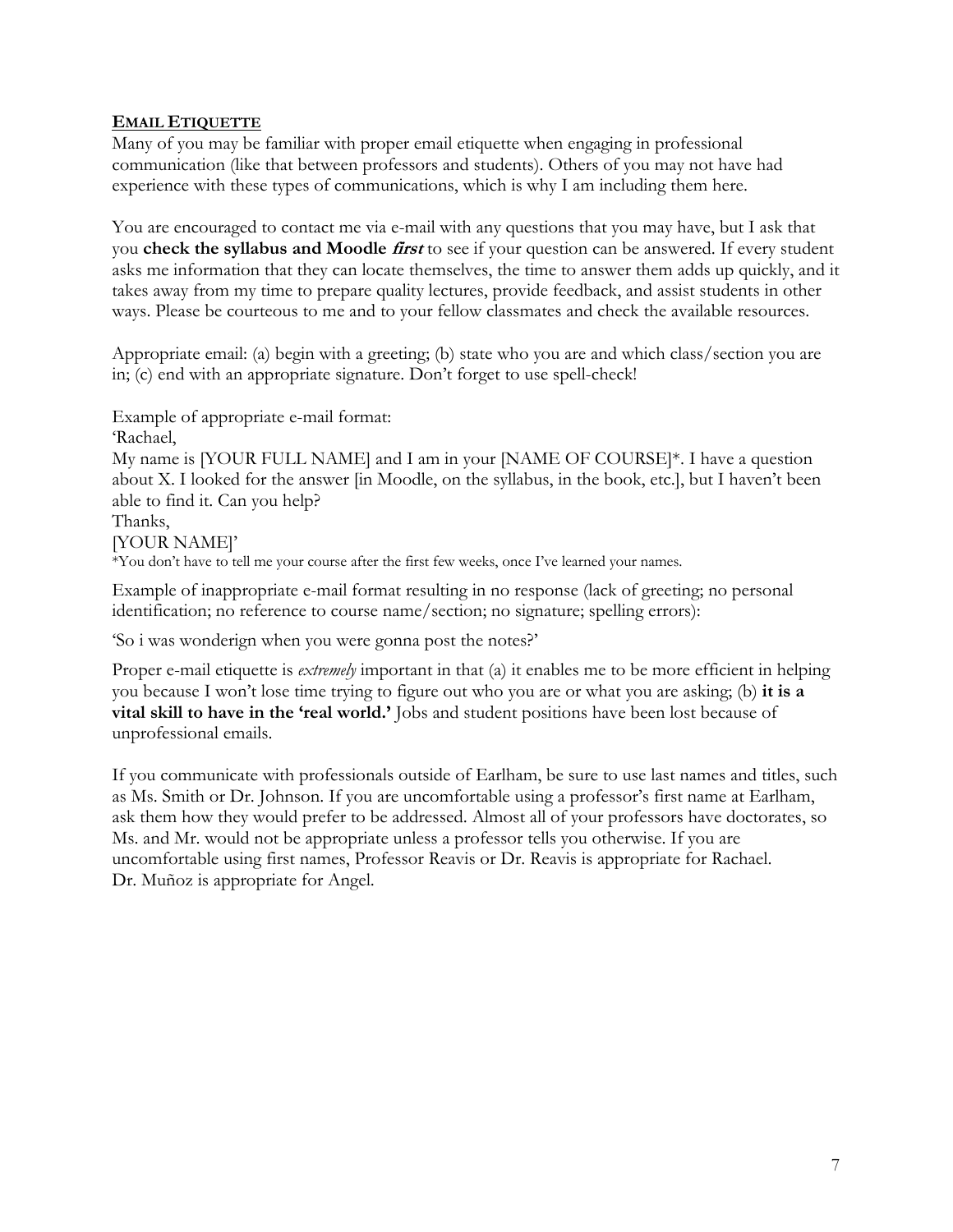## **EMAIL ETIQUETTE**

Many of you may be familiar with proper email etiquette when engaging in professional communication (like that between professors and students). Others of you may not have had experience with these types of communications, which is why I am including them here.

You are encouraged to contact me via e-mail with any questions that you may have, but I ask that you **check the syllabus and Moodle *first*** to see if your question can be answered. If every student asks me information that they can locate themselves, the time to answer them adds up quickly, and it takes away from my time to prepare quality lectures, provide feedback, and assist students in other ways. Please be courteous to me and to your fellow classmates and check the available resources.

Appropriate email: (a) begin with a greeting; (b) state who you are and which class/section you are in; (c) end with an appropriate signature. Don't forget to use spell-check!

Example of appropriate e-mail format:
'Rachael,
My name is [YOUR FULL NAME] and I am in your [NAME OF COURSE]*. I have a question about X. I looked for the answer [in Moodle, on the syllabus, in the book, etc.], but I haven't been able to find it. Can you help?
Thanks,
[YOUR NAME]'
*You don't have to tell me your course after the first few weeks, once I've learned your names.

Example of inappropriate e-mail format resulting in no response (lack of greeting; no personal identification; no reference to course name/section; no signature; spelling errors):

'So i was wonderign when you were gonna post the notes?'

Proper e-mail etiquette is *extremely* important in that (a) it enables me to be more efficient in helping you because I won't lose time trying to figure out who you are or what you are asking; (b) **it is a vital skill to have in the 'real world.'** Jobs and student positions have been lost because of unprofessional emails.

If you communicate with professionals outside of Earlham, be sure to use last names and titles, such as Ms. Smith or Dr. Johnson. If you are uncomfortable using a professor's first name at Earlham, ask them how they would prefer to be addressed. Almost all of your professors have doctorates, so Ms. and Mr. would not be appropriate unless a professor tells you otherwise. If you are uncomfortable using first names, Professor Reavis or Dr. Reavis is appropriate for Rachael. Dr. Muñoz is appropriate for Angel.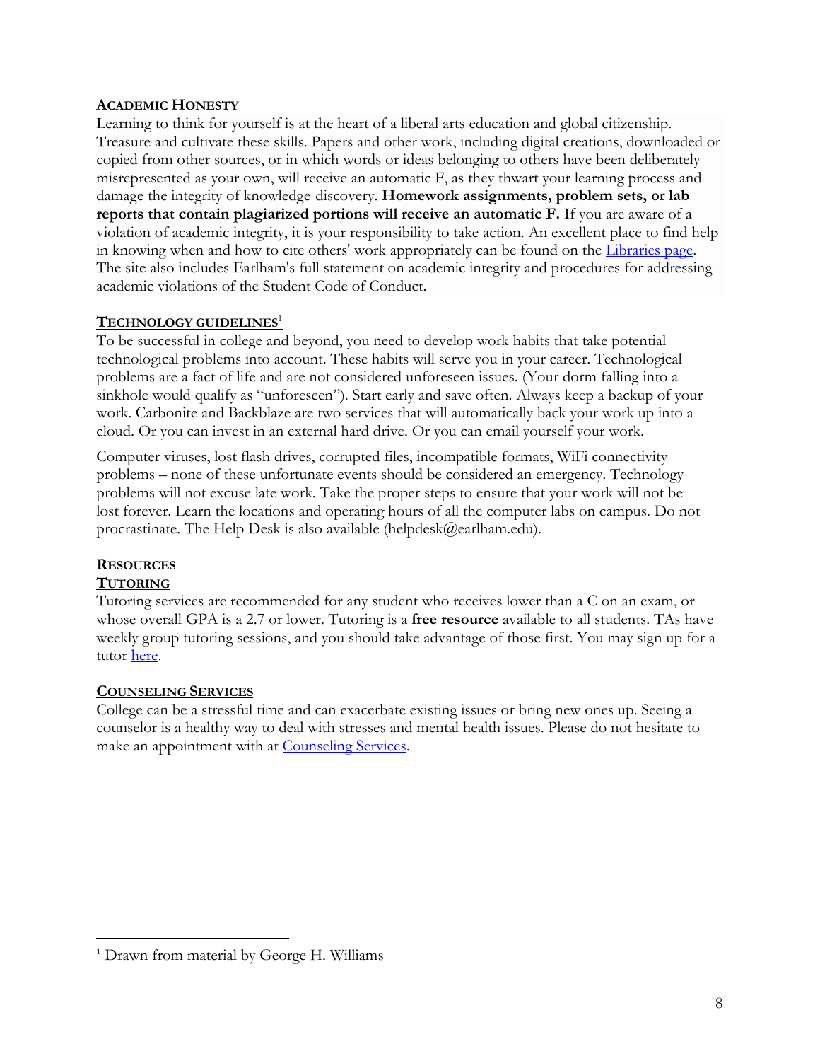## ACADEMIC HONESTY

Learning to think for yourself is at the heart of a liberal arts education and global citizenship. Treasure and cultivate these skills. Papers and other work, including digital creations, downloaded or copied from other sources, or in which words or ideas belonging to others have been deliberately misrepresented as your own, will receive an automatic F, as they thwart your learning process and damage the integrity of knowledge-discovery. **Homework assignments, problem sets, or lab reports that contain plagiarized portions will receive an automatic F.** If you are aware of a violation of academic integrity, it is your responsibility to take action. An excellent place to find help in knowing when and how to cite others' work appropriately can be found on the Libraries page. The site also includes Earlham's full statement on academic integrity and procedures for addressing academic violations of the Student Code of Conduct.

## TECHNOLOGY GUIDELINES[1]

To be successful in college and beyond, you need to develop work habits that take potential technological problems into account. These habits will serve you in your career. Technological problems are a fact of life and are not considered unforeseen issues. (Your dorm falling into a sinkhole would qualify as "unforeseen"). Start early and save often. Always keep a backup of your work. Carbonite and Backblaze are two services that will automatically back your work up into a cloud. Or you can invest in an external hard drive. Or you can email yourself your work.

Computer viruses, lost flash drives, corrupted files, incompatible formats, WiFi connectivity problems – none of these unfortunate events should be considered an emergency. Technology problems will not excuse late work. Take the proper steps to ensure that your work will not be lost forever. Learn the locations and operating hours of all the computer labs on campus. Do not procrastinate. The Help Desk is also available (helpdesk@earlham.edu).

## RESOURCES

### TUTORING

Tutoring services are recommended for any student who receives lower than a C on an exam, or whose overall GPA is a 2.7 or lower. Tutoring is a **free resource** available to all students. TAs have weekly group tutoring sessions, and you should take advantage of those first. You may sign up for a tutor here.

### COUNSELING SERVICES

College can be a stressful time and can exacerbate existing issues or bring new ones up. Seeing a counselor is a healthy way to deal with stresses and mental health issues. Please do not hesitate to make an appointment with at Counseling Services.

---

[1] Drawn from material by George H. Williams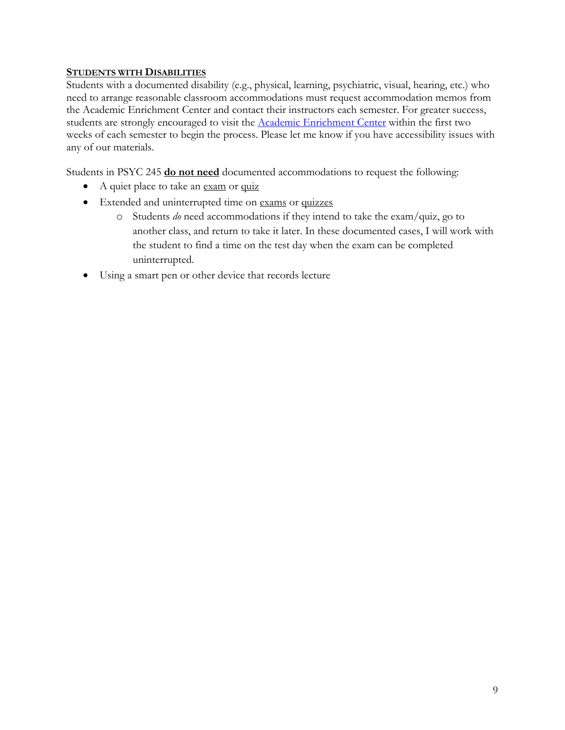## STUDENTS WITH DISABILITIES

Students with a documented disability (e.g., physical, learning, psychiatric, visual, hearing, etc.) who need to arrange reasonable classroom accommodations must request accommodation memos from the Academic Enrichment Center and contact their instructors each semester. For greater success, students are strongly encouraged to visit the Academic Enrichment Center within the first two weeks of each semester to begin the process. Please let me know if you have accessibility issues with any of our materials.

Students in PSYC 245 **do not need** documented accommodations to request the following:

- A quiet place to take an exam or quiz
- Extended and uninterrupted time on exams or quizzes
  - Students *do* need accommodations if they intend to take the exam/quiz, go to another class, and return to take it later. In these documented cases, I will work with the student to find a time on the test day when the exam can be completed uninterrupted.
- Using a smart pen or other device that records lecture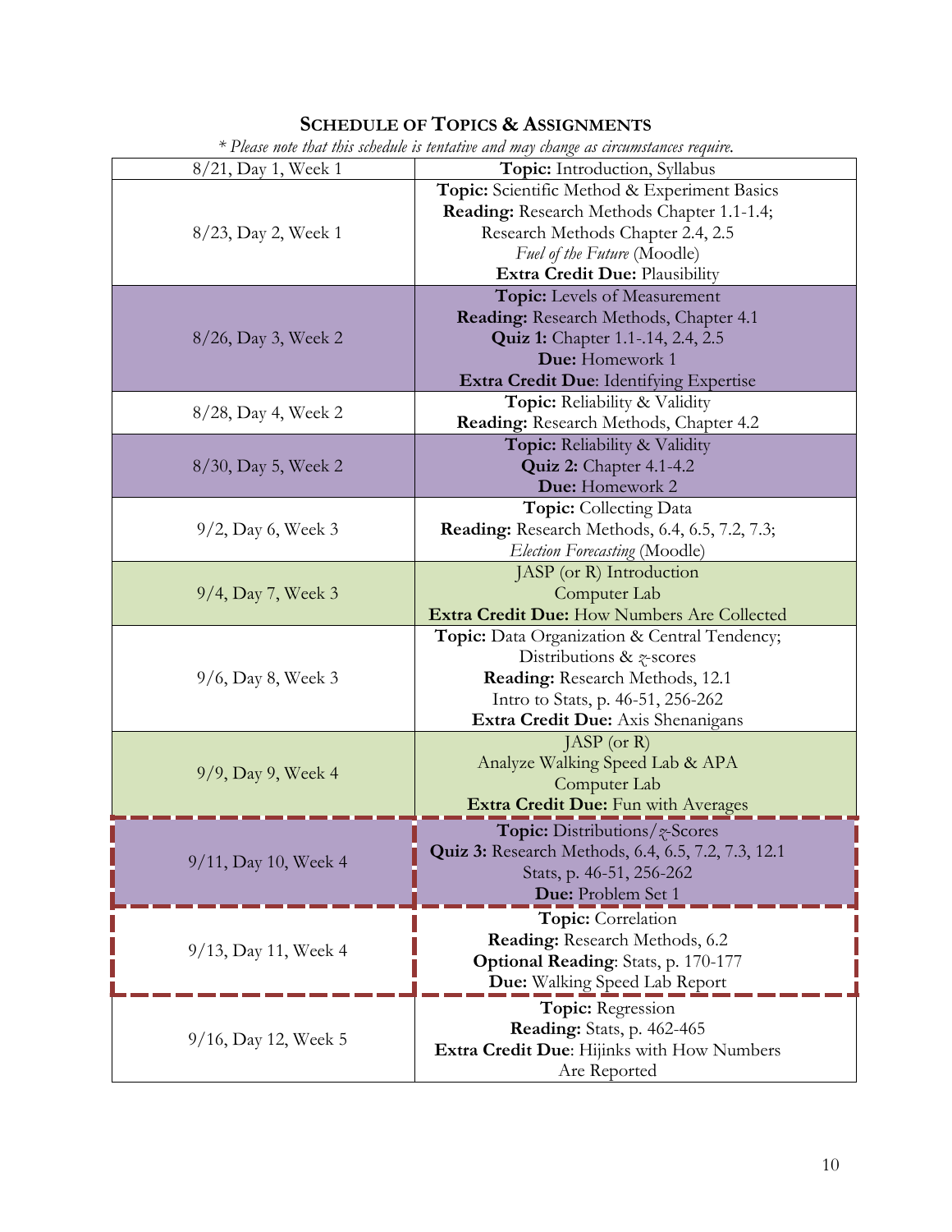# SCHEDULE OF TOPICS & ASSIGNMENTS

*\* Please note that this schedule is tentative and may change as circumstances require.*

| Date | Topics & Assignments |
|---|---|
| 8/21, Day 1, Week 1 | **Topic:** Introduction, Syllabus |
| 8/23, Day 2, Week 1 | **Topic:** Scientific Method & Experiment Basics<br>**Reading:** Research Methods Chapter 1.1-1.4; Research Methods Chapter 2.4, 2.5<br>*Fuel of the Future* (Moodle)<br>**Extra Credit Due:** Plausibility |
| 8/26, Day 3, Week 2 | **Topic:** Levels of Measurement<br>**Reading:** Research Methods, Chapter 4.1<br>**Quiz 1:** Chapter 1.1-.14, 2.4, 2.5<br>**Due:** Homework 1<br>**Extra Credit Due**: Identifying Expertise |
| 8/28, Day 4, Week 2 | **Topic:** Reliability & Validity<br>**Reading:** Research Methods, Chapter 4.2 |
| 8/30, Day 5, Week 2 | **Topic:** Reliability & Validity<br>**Quiz 2:** Chapter 4.1-4.2<br>**Due:** Homework 2 |
| 9/2, Day 6, Week 3 | **Topic:** Collecting Data<br>**Reading:** Research Methods, 6.4, 6.5, 7.2, 7.3; *Election Forecasting* (Moodle) |
| 9/4, Day 7, Week 3 | JASP (or R) Introduction<br>Computer Lab<br>**Extra Credit Due:** How Numbers Are Collected |
| 9/6, Day 8, Week 3 | **Topic:** Data Organization & Central Tendency; Distributions & *z*-scores<br>**Reading:** Research Methods, 12.1<br>Intro to Stats, p. 46-51, 256-262<br>**Extra Credit Due:** Axis Shenanigans |
| 9/9, Day 9, Week 4 | JASP (or R)<br>Analyze Walking Speed Lab & APA<br>Computer Lab<br>**Extra Credit Due:** Fun with Averages |
| 9/11, Day 10, Week 4 | **Topic:** Distributions/*z*-Scores<br>**Quiz 3:** Research Methods, 6.4, 6.5, 7.2, 7.3, 12.1<br>Stats, p. 46-51, 256-262<br>**Due:** Problem Set 1 |
| 9/13, Day 11, Week 4 | **Topic:** Correlation<br>**Reading:** Research Methods, 6.2<br>**Optional Reading**: Stats, p. 170-177<br>**Due:** Walking Speed Lab Report |
| 9/16, Day 12, Week 5 | **Topic:** Regression<br>**Reading:** Stats, p. 462-465<br>**Extra Credit Due**: Hijinks with How Numbers Are Reported |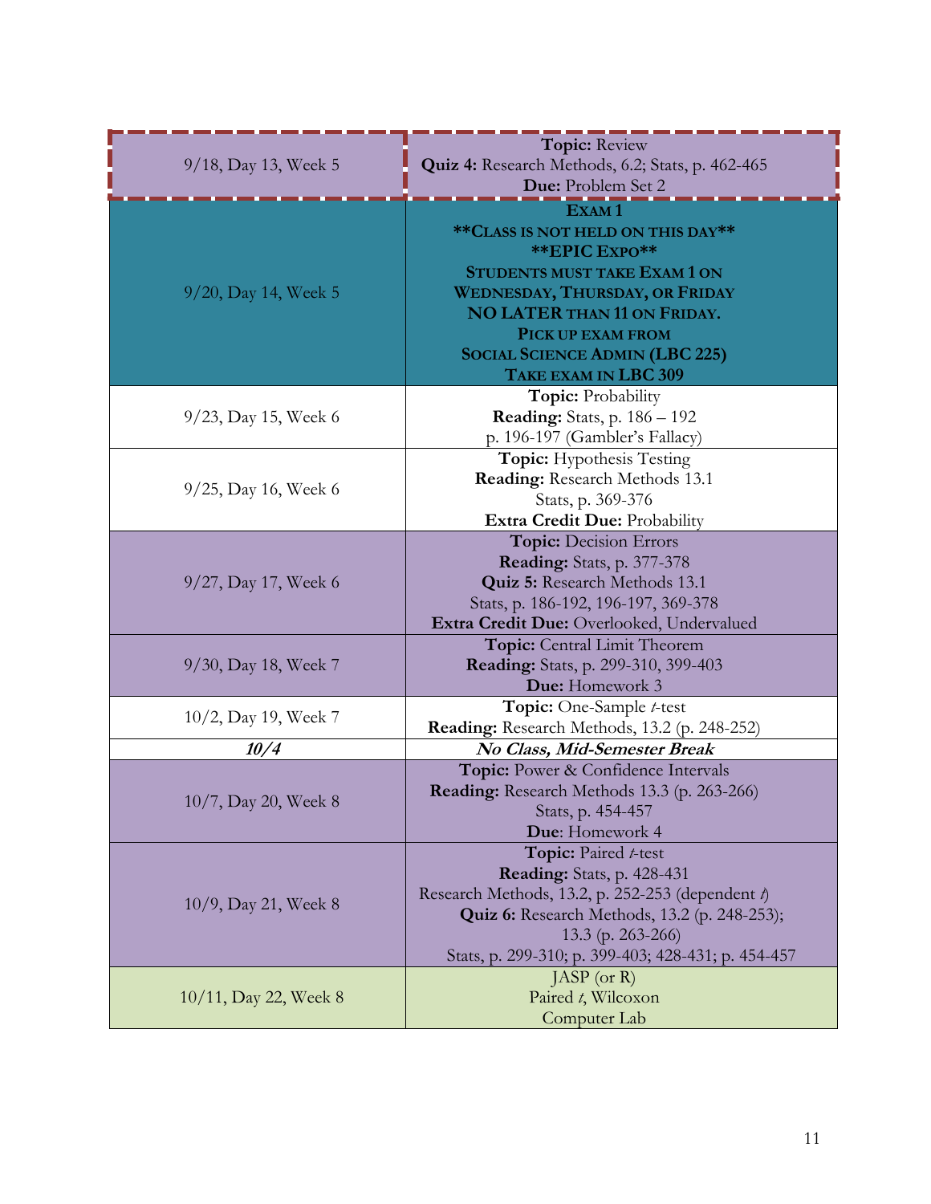| | |
|---|---|
| 9/18, Day 13, Week 5 | **Topic:** Review<br>**Quiz 4:** Research Methods, 6.2; Stats, p. 462-465<br>**Due:** Problem Set 2 |
| 9/20, Day 14, Week 5 | **EXAM 1**<br>**\*\*CLASS IS NOT HELD ON THIS DAY\*\***<br>**\*\*EPIC EXPO\*\***<br>**STUDENTS MUST TAKE EXAM 1 ON WEDNESDAY, THURSDAY, OR FRIDAY NO LATER THAN 11 ON FRIDAY.**<br>**PICK UP EXAM FROM SOCIAL SCIENCE ADMIN (LBC 225)**<br>**TAKE EXAM IN LBC 309** |
| 9/23, Day 15, Week 6 | **Topic:** Probability<br>**Reading:** Stats, p. 186 – 192<br>p. 196-197 (Gambler's Fallacy) |
| 9/25, Day 16, Week 6 | **Topic:** Hypothesis Testing<br>**Reading:** Research Methods 13.1<br>Stats, p. 369-376<br>**Extra Credit Due:** Probability |
| 9/27, Day 17, Week 6 | **Topic:** Decision Errors<br>**Reading:** Stats, p. 377-378<br>**Quiz 5:** Research Methods 13.1<br>Stats, p. 186-192, 196-197, 369-378<br>**Extra Credit Due:** Overlooked, Undervalued |
| 9/30, Day 18, Week 7 | **Topic:** Central Limit Theorem<br>**Reading:** Stats, p. 299-310, 399-403<br>**Due:** Homework 3 |
| 10/2, Day 19, Week 7 | **Topic:** One-Sample *t*-test<br>**Reading:** Research Methods, 13.2 (p. 248-252) |
| ***10/4*** | ***No Class, Mid-Semester Break*** |
| 10/7, Day 20, Week 8 | **Topic:** Power & Confidence Intervals<br>**Reading:** Research Methods 13.3 (p. 263-266)<br>Stats, p. 454-457<br>**Due**: Homework 4 |
| 10/9, Day 21, Week 8 | **Topic:** Paired *t*-test<br>**Reading:** Stats, p. 428-431<br>Research Methods, 13.2, p. 252-253 (dependent *t*)<br>**Quiz 6:** Research Methods, 13.2 (p. 248-253); 13.3 (p. 263-266)<br>Stats, p. 299-310; p. 399-403; 428-431; p. 454-457 |
| 10/11, Day 22, Week 8 | JASP (or R)<br>Paired *t*, Wilcoxon<br>Computer Lab |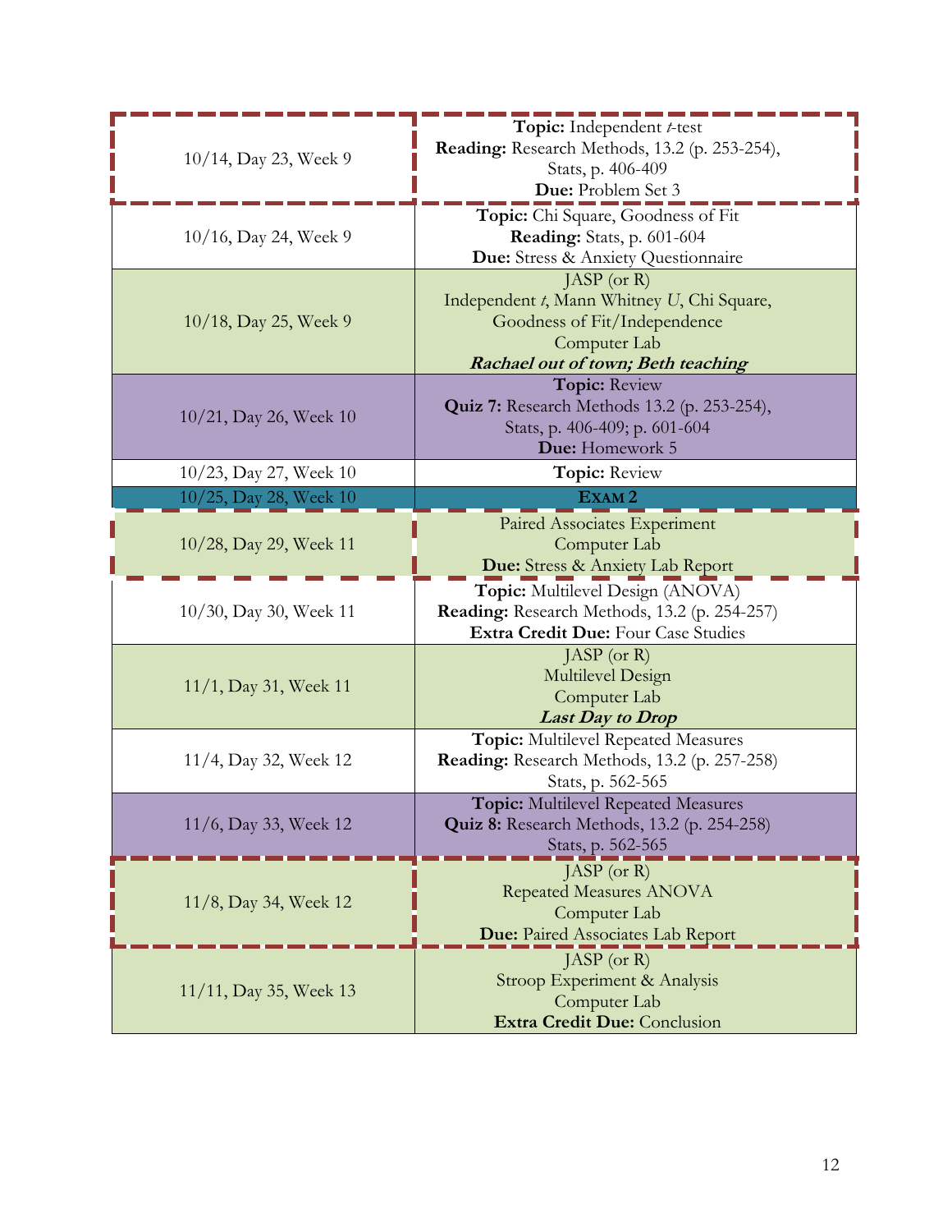| Date | Content |
|---|---|
| 10/14, Day 23, Week 9 | **Topic:** Independent *t*-test<br>**Reading:** Research Methods, 13.2 (p. 253-254), Stats, p. 406-409<br>**Due:** Problem Set 3 |
| 10/16, Day 24, Week 9 | **Topic:** Chi Square, Goodness of Fit<br>**Reading:** Stats, p. 601-604<br>**Due:** Stress & Anxiety Questionnaire |
| 10/18, Day 25, Week 9 | JASP (or R)<br>Independent *t*, Mann Whitney *U*, Chi Square, Goodness of Fit/Independence<br>Computer Lab<br>***Rachael out of town; Beth teaching*** |
| 10/21, Day 26, Week 10 | **Topic:** Review<br>**Quiz 7:** Research Methods 13.2 (p. 253-254), Stats, p. 406-409; p. 601-604<br>**Due:** Homework 5 |
| 10/23, Day 27, Week 10 | **Topic:** Review |
| 10/25, Day 28, Week 10 | **EXAM 2** |
| 10/28, Day 29, Week 11 | Paired Associates Experiment<br>Computer Lab<br>**Due:** Stress & Anxiety Lab Report |
| 10/30, Day 30, Week 11 | **Topic:** Multilevel Design (ANOVA)<br>**Reading:** Research Methods, 13.2 (p. 254-257)<br>**Extra Credit Due:** Four Case Studies |
| 11/1, Day 31, Week 11 | JASP (or R)<br>Multilevel Design<br>Computer Lab<br>***Last Day to Drop*** |
| 11/4, Day 32, Week 12 | **Topic:** Multilevel Repeated Measures<br>**Reading:** Research Methods, 13.2 (p. 257-258)<br>Stats, p. 562-565 |
| 11/6, Day 33, Week 12 | **Topic:** Multilevel Repeated Measures<br>**Quiz 8:** Research Methods, 13.2 (p. 254-258)<br>Stats, p. 562-565 |
| 11/8, Day 34, Week 12 | JASP (or R)<br>Repeated Measures ANOVA<br>Computer Lab<br>**Due:** Paired Associates Lab Report |
| 11/11, Day 35, Week 13 | JASP (or R)<br>Stroop Experiment & Analysis<br>Computer Lab<br>**Extra Credit Due:** Conclusion |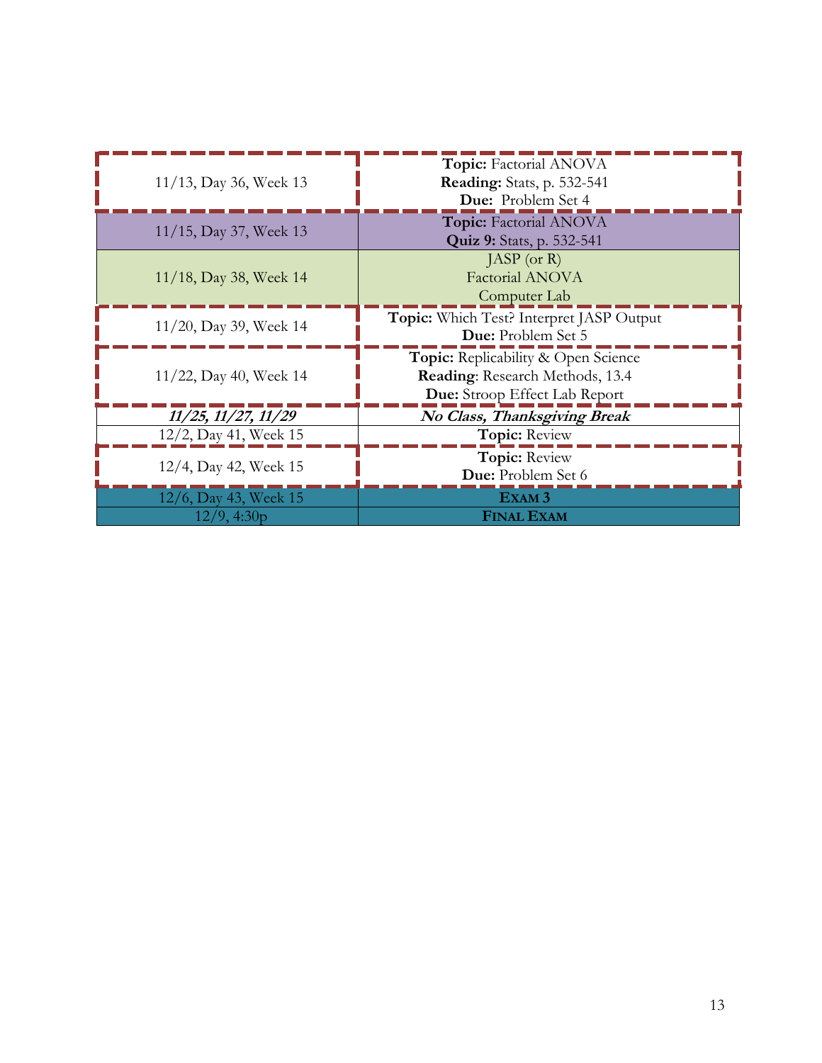| | |
|---|---|
| 11/13, Day 36, Week 13 | **Topic:** Factorial ANOVA<br>**Reading:** Stats, p. 532-541<br>**Due:** Problem Set 4 |
| 11/15, Day 37, Week 13 | **Topic:** Factorial ANOVA<br>**Quiz 9:** Stats, p. 532-541 |
| 11/18, Day 38, Week 14 | JASP (or R)<br>Factorial ANOVA<br>Computer Lab |
| 11/20, Day 39, Week 14 | **Topic:** Which Test? Interpret JASP Output<br>**Due:** Problem Set 5 |
| 11/22, Day 40, Week 14 | **Topic:** Replicability & Open Science<br>**Reading**: Research Methods, 13.4<br>**Due:** Stroop Effect Lab Report |
| ***11/25, 11/27, 11/29*** | ***No Class, Thanksgiving Break*** |
| 12/2, Day 41, Week 15 | **Topic:** Review |
| 12/4, Day 42, Week 15 | **Topic:** Review<br>**Due:** Problem Set 6 |
| 12/6, Day 43, Week 15 | **EXAM 3** |
| 12/9, 4:30p | **FINAL EXAM** |